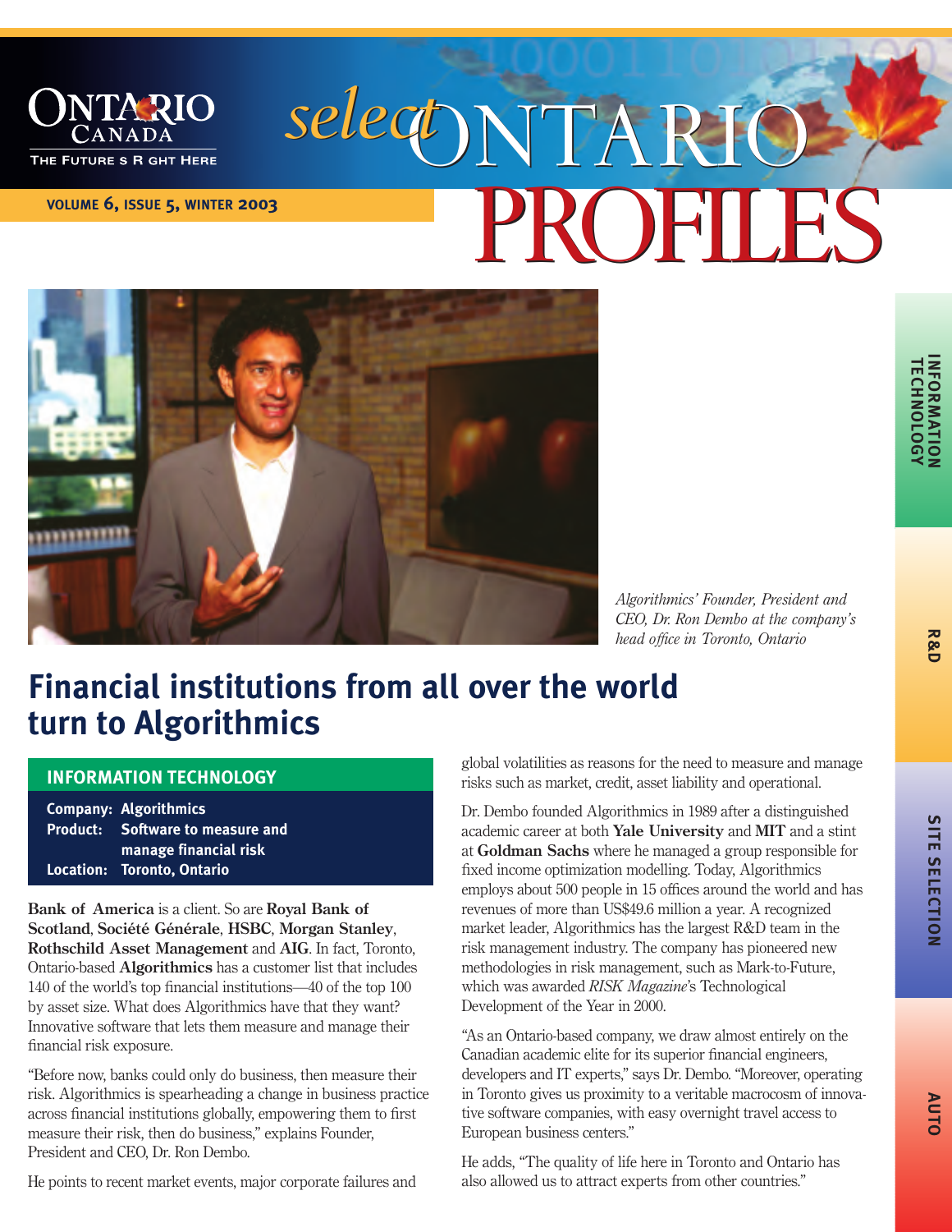# select ONTARIO PROFILES

**VOLUME 6, ISSUE 5, WINTER 2003**

*Algorithmics' Founder, President and CEO, Dr. Ron Dembo at the company's head office in Toronto, Ontario*

## Financial institutions from all over the world turn to Algorithmics

**INFORMATION TECHNOLOGY**

**Company:** Algorithmics
**Product:** Software to measure and manage financial risk
**Location:** Toronto, Ontario

**Bank of America** is a client. So are **Royal Bank of Scotland**, **Société Générale**, **HSBC**, **Morgan Stanley**, **Rothschild Asset Management** and **AIG**. In fact, Toronto, Ontario-based **Algorithmics** has a customer list that includes 140 of the world's top financial institutions—40 of the top 100 by asset size. What does Algorithmics have that they want? Innovative software that lets them measure and manage their financial risk exposure.

"Before now, banks could only do business, then measure their risk. Algorithmics is spearheading a change in business practice across financial institutions globally, empowering them to first measure their risk, then do business," explains Founder, President and CEO, Dr. Ron Dembo.

He points to recent market events, major corporate failures and global volatilities as reasons for the need to measure and manage risks such as market, credit, asset liability and operational.

Dr. Dembo founded Algorithmics in 1989 after a distinguished academic career at both **Yale University** and **MIT** and a stint at **Goldman Sachs** where he managed a group responsible for fixed income optimization modelling. Today, Algorithmics employs about 500 people in 15 offices around the world and has revenues of more than US$49.6 million a year. A recognized market leader, Algorithmics has the largest R&D team in the risk management industry. The company has pioneered new methodologies in risk management, such as Mark-to-Future, which was awarded *RISK Magazine*'s Technological Development of the Year in 2000.

"As an Ontario-based company, we draw almost entirely on the Canadian academic elite for its superior financial engineers, developers and IT experts," says Dr. Dembo. "Moreover, operating in Toronto gives us proximity to a veritable macrocosm of innovative software companies, with easy overnight travel access to European business centers."

He adds, "The quality of life here in Toronto and Ontario has also allowed us to attract experts from other countries."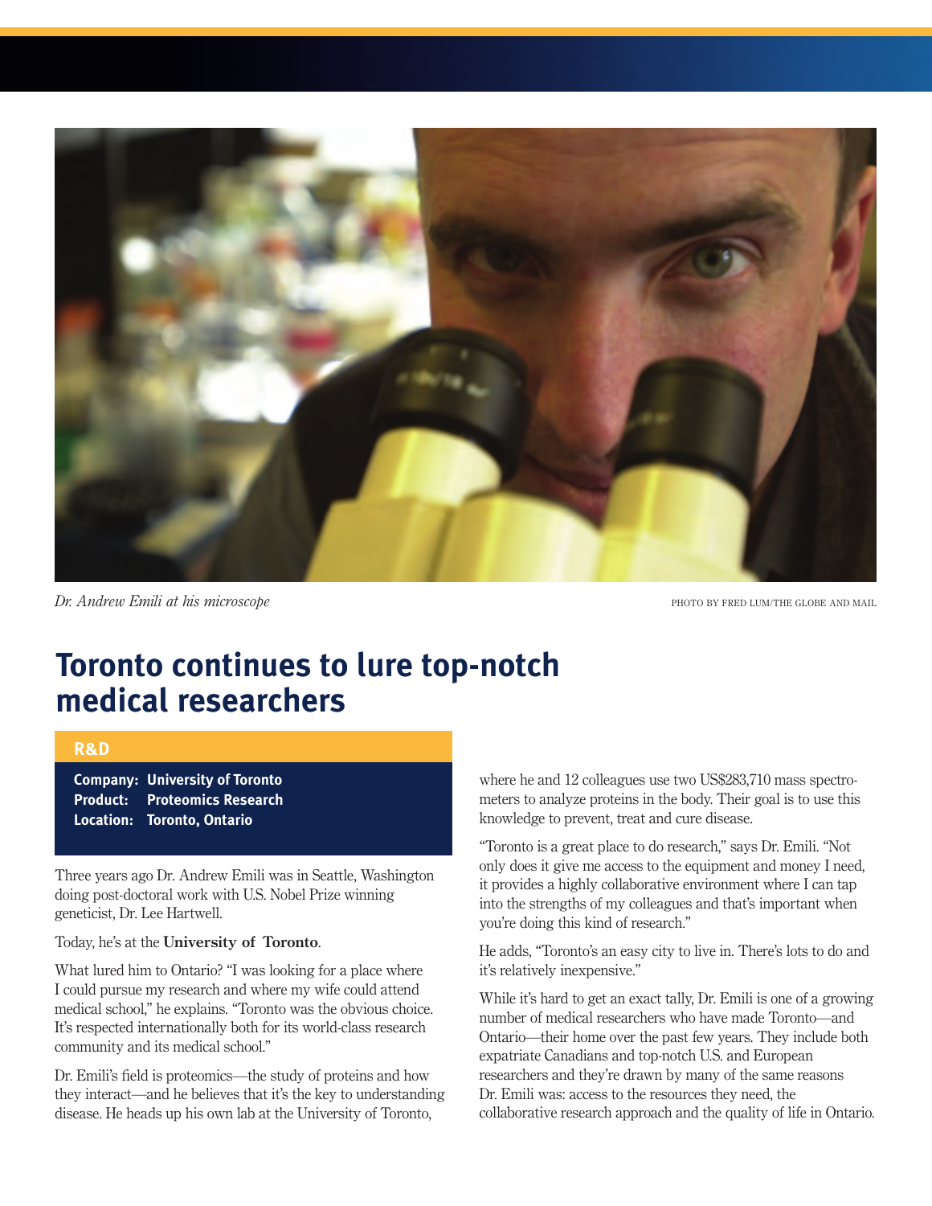*Dr. Andrew Emili at his microscope*

PHOTO BY FRED LUM/THE GLOBE AND MAIL

# Toronto continues to lure top-notch medical researchers

**R&D**

**Company:** **University of Toronto**
**Product:** **Proteomics Research**
**Location:** **Toronto, Ontario**

Three years ago Dr. Andrew Emili was in Seattle, Washington doing post-doctoral work with U.S. Nobel Prize winning geneticist, Dr. Lee Hartwell.

Today, he's at the **University of Toronto**.

What lured him to Ontario? "I was looking for a place where I could pursue my research and where my wife could attend medical school," he explains. "Toronto was the obvious choice. It's respected internationally both for its world-class research community and its medical school."

Dr. Emili's field is proteomics—the study of proteins and how they interact—and he believes that it's the key to understanding disease. He heads up his own lab at the University of Toronto, where he and 12 colleagues use two US$283,710 mass spectrometers to analyze proteins in the body. Their goal is to use this knowledge to prevent, treat and cure disease.

"Toronto is a great place to do research," says Dr. Emili. "Not only does it give me access to the equipment and money I need, it provides a highly collaborative environment where I can tap into the strengths of my colleagues and that's important when you're doing this kind of research."

He adds, "Toronto's an easy city to live in. There's lots to do and it's relatively inexpensive."

While it's hard to get an exact tally, Dr. Emili is one of a growing number of medical researchers who have made Toronto—and Ontario—their home over the past few years. They include both expatriate Canadians and top-notch U.S. and European researchers and they're drawn by many of the same reasons Dr. Emili was: access to the resources they need, the collaborative research approach and the quality of life in Ontario.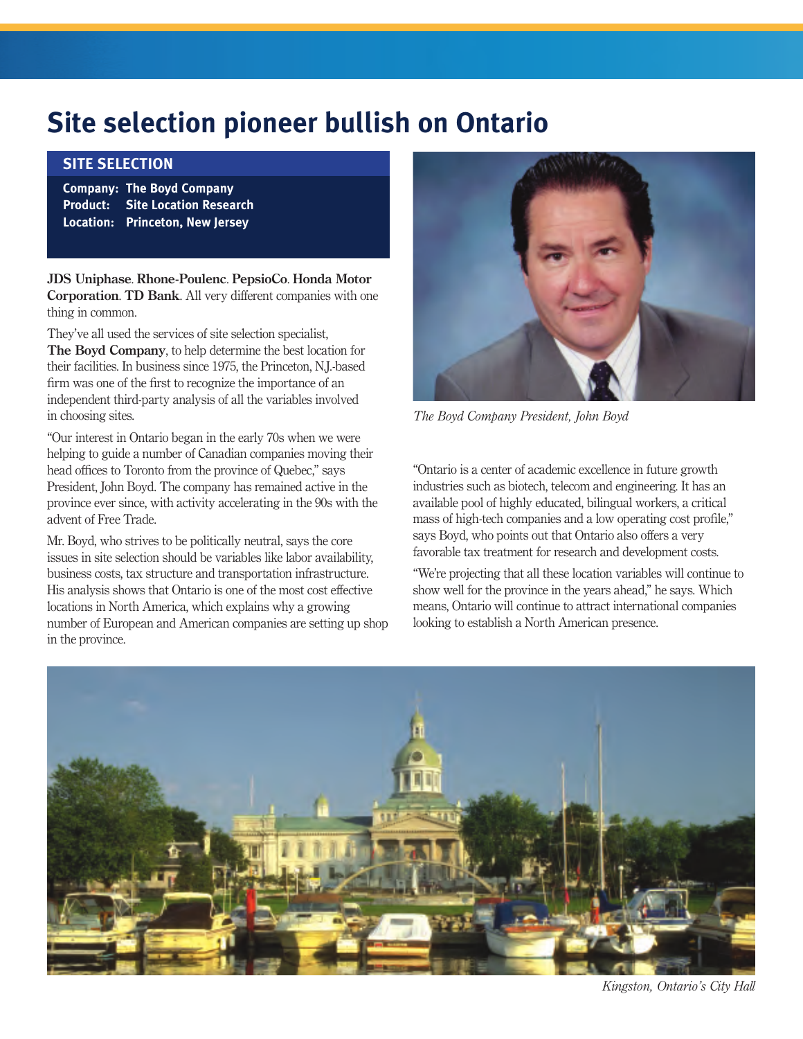# Site selection pioneer bullish on Ontario

## SITE SELECTION

**Company: The Boyd Company**
**Product: Site Location Research**
**Location: Princeton, New Jersey**

**JDS Uniphase**. **Rhone-Poulenc**. **PepsioCo**. **Honda Motor Corporation**. **TD Bank**. All very different companies with one thing in common.

They've all used the services of site selection specialist, **The Boyd Company**, to help determine the best location for their facilities. In business since 1975, the Princeton, N.J.-based firm was one of the first to recognize the importance of an independent third-party analysis of all the variables involved in choosing sites.

"Our interest in Ontario began in the early 70s when we were helping to guide a number of Canadian companies moving their head offices to Toronto from the province of Quebec," says President, John Boyd. The company has remained active in the province ever since, with activity accelerating in the 90s with the advent of Free Trade.

Mr. Boyd, who strives to be politically neutral, says the core issues in site selection should be variables like labor availability, business costs, tax structure and transportation infrastructure. His analysis shows that Ontario is one of the most cost effective locations in North America, which explains why a growing number of European and American companies are setting up shop in the province.

*The Boyd Company President, John Boyd*

"Ontario is a center of academic excellence in future growth industries such as biotech, telecom and engineering. It has an available pool of highly educated, bilingual workers, a critical mass of high-tech companies and a low operating cost profile," says Boyd, who points out that Ontario also offers a very favorable tax treatment for research and development costs.

"We're projecting that all these location variables will continue to show well for the province in the years ahead," he says. Which means, Ontario will continue to attract international companies looking to establish a North American presence.

*Kingston, Ontario's City Hall*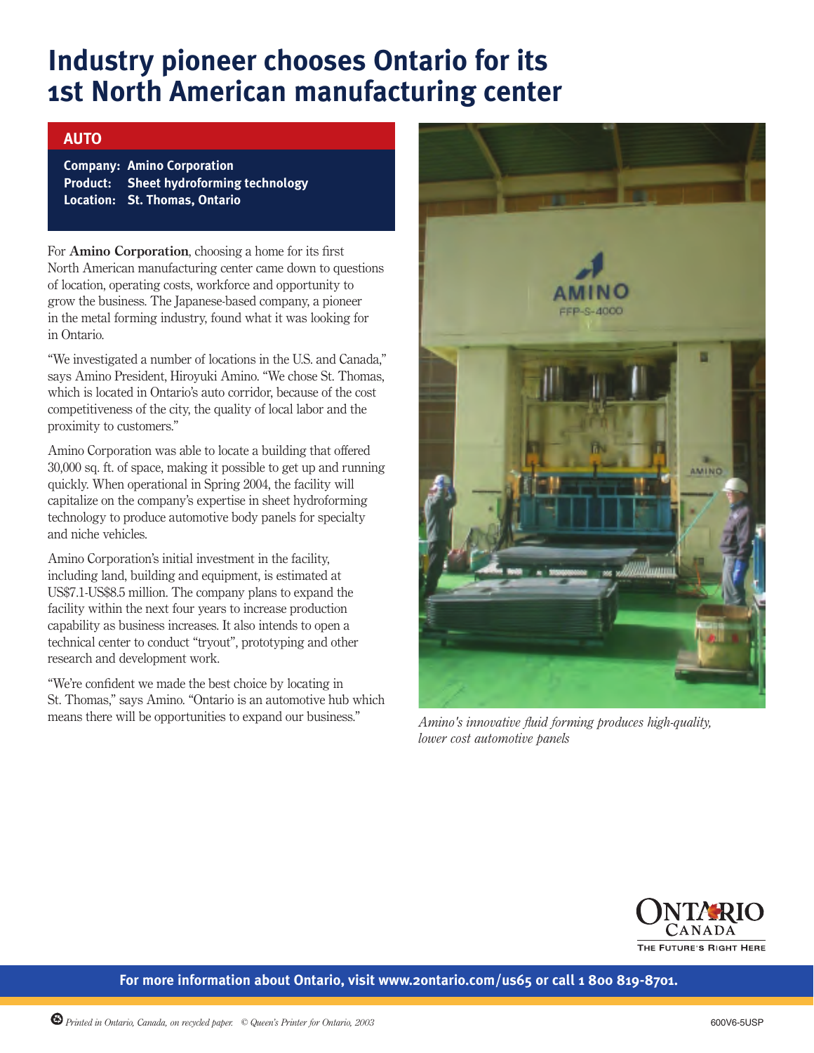# Industry pioneer chooses Ontario for its 1st North American manufacturing center

**AUTO**

**Company:** **Amino Corporation**
**Product:** **Sheet hydroforming technology**
**Location:** **St. Thomas, Ontario**

For **Amino Corporation**, choosing a home for its first North American manufacturing center came down to questions of location, operating costs, workforce and opportunity to grow the business. The Japanese-based company, a pioneer in the metal forming industry, found what it was looking for in Ontario.

"We investigated a number of locations in the U.S. and Canada," says Amino President, Hiroyuki Amino. "We chose St. Thomas, which is located in Ontario's auto corridor, because of the cost competitiveness of the city, the quality of local labor and the proximity to customers."

Amino Corporation was able to locate a building that offered 30,000 sq. ft. of space, making it possible to get up and running quickly. When operational in Spring 2004, the facility will capitalize on the company's expertise in sheet hydroforming technology to produce automotive body panels for specialty and niche vehicles.

Amino Corporation's initial investment in the facility, including land, building and equipment, is estimated at US$7.1-US$8.5 million. The company plans to expand the facility within the next four years to increase production capability as business increases. It also intends to open a technical center to conduct "tryout", prototyping and other research and development work.

"We're confident we made the best choice by locating in St. Thomas," says Amino. "Ontario is an automotive hub which means there will be opportunities to expand our business."

*Amino's innovative fluid forming produces high-quality, lower cost automotive panels*

ONTARIO CANADA
THE FUTURE'S RIGHT HERE

**For more information about Ontario, visit www.2ontario.com/us65 or call 1 800 819-8701.**

*Printed in Ontario, Canada, on recycled paper. © Queen's Printer for Ontario, 2003*

600V6-5USP